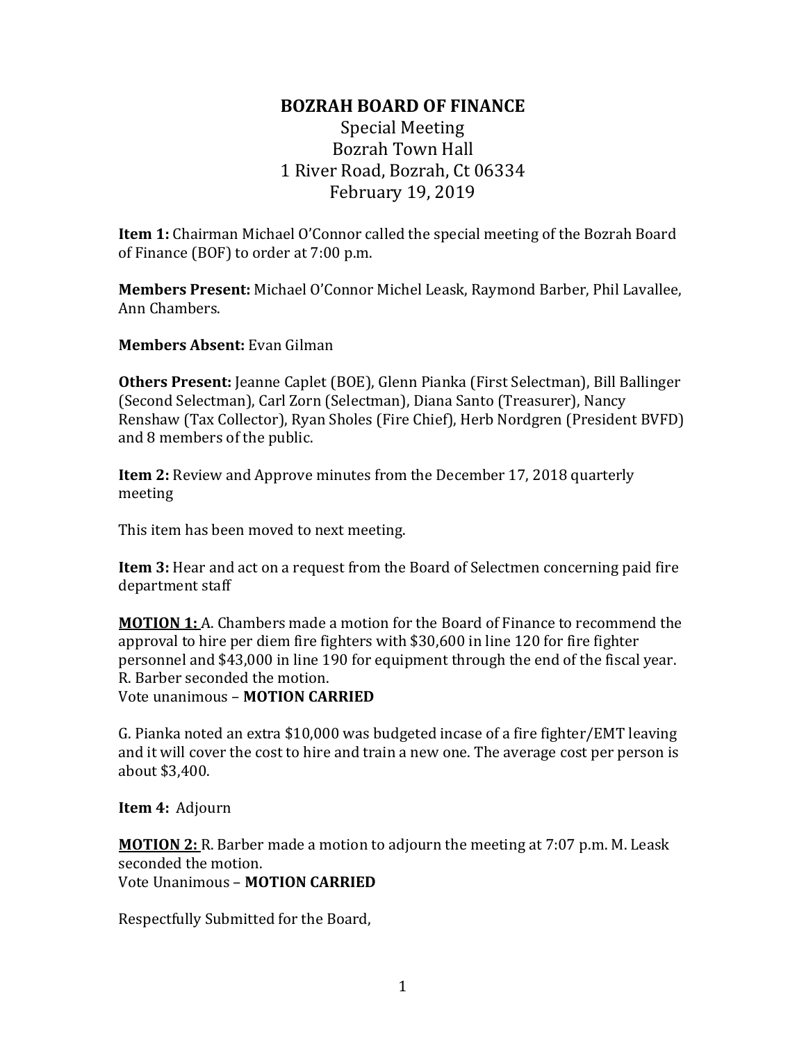# BOZRAH BOARD OF FINANCE

Special Meeting
Bozrah Town Hall
1 River Road, Bozrah, Ct 06334
February 19, 2019

**Item 1:** Chairman Michael O'Connor called the special meeting of the Bozrah Board of Finance (BOF) to order at 7:00 p.m.

**Members Present:** Michael O'Connor Michel Leask, Raymond Barber, Phil Lavallee, Ann Chambers.

**Members Absent:** Evan Gilman

**Others Present:** Jeanne Caplet (BOE), Glenn Pianka (First Selectman), Bill Ballinger (Second Selectman), Carl Zorn (Selectman), Diana Santo (Treasurer), Nancy Renshaw (Tax Collector), Ryan Sholes (Fire Chief), Herb Nordgren (President BVFD) and 8 members of the public.

**Item 2:** Review and Approve minutes from the December 17, 2018 quarterly meeting

This item has been moved to next meeting.

**Item 3:** Hear and act on a request from the Board of Selectmen concerning paid fire department staff

**MOTION 1:** A. Chambers made a motion for the Board of Finance to recommend the approval to hire per diem fire fighters with $30,600 in line 120 for fire fighter personnel and $43,000 in line 190 for equipment through the end of the fiscal year. R. Barber seconded the motion.
Vote unanimous – **MOTION CARRIED**

G. Pianka noted an extra $10,000 was budgeted incase of a fire fighter/EMT leaving and it will cover the cost to hire and train a new one. The average cost per person is about $3,400.

**Item 4:** Adjourn

**MOTION 2:** R. Barber made a motion to adjourn the meeting at 7:07 p.m. M. Leask seconded the motion.
Vote Unanimous – **MOTION CARRIED**

Respectfully Submitted for the Board,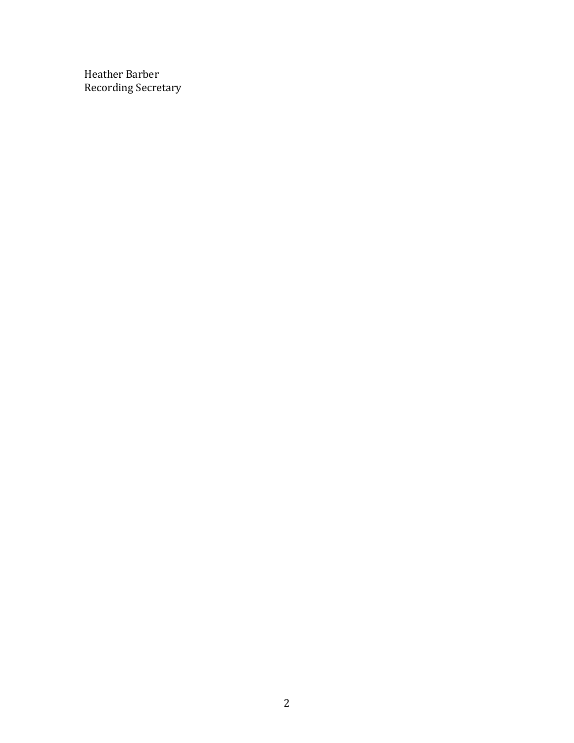Heather Barber
Recording Secretary